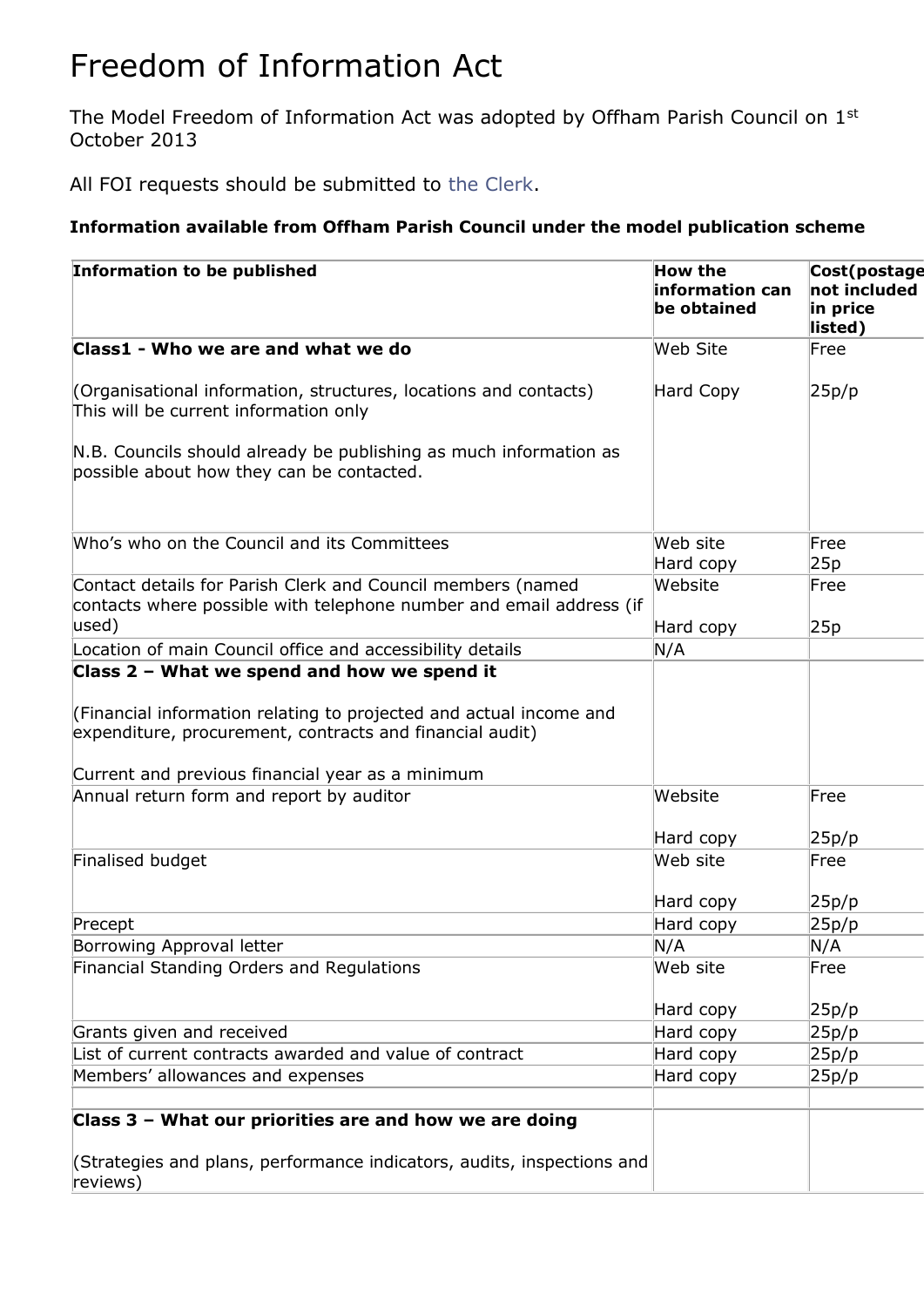# Freedom of Information Act

The Model Freedom of Information Act was adopted by Offham Parish Council on 1st October 2013

All FOI requests should be submitted to the Clerk.

**Information available from Offham Parish Council under the model publication scheme**

| Information to be published | How the information can be obtained | Cost(postage not included in price listed) |
|---|---|---|
| **Class1 - Who we are and what we do**<br><br>(Organisational information, structures, locations and contacts) This will be current information only<br><br>N.B. Councils should already be publishing as much information as possible about how they can be contacted. | Web Site<br><br>Hard Copy | Free<br><br>25p/p |
| Who's who on the Council and its Committees | Web site<br>Hard copy | Free<br>25p |
| Contact details for Parish Clerk and Council members (named contacts where possible with telephone number and email address (if used) | Website<br><br>Hard copy | Free<br><br>25p |
| Location of main Council office and accessibility details | N/A | |
| **Class 2 – What we spend and how we spend it**<br><br>(Financial information relating to projected and actual income and expenditure, procurement, contracts and financial audit)<br><br>Current and previous financial year as a minimum | | |
| Annual return form and report by auditor | Website<br><br>Hard copy | Free<br><br>25p/p |
| Finalised budget | Web site<br><br>Hard copy | Free<br><br>25p/p |
| Precept | Hard copy | 25p/p |
| Borrowing Approval letter | N/A | N/A |
| Financial Standing Orders and Regulations | Web site<br><br>Hard copy | Free<br><br>25p/p |
| Grants given and received | Hard copy | 25p/p |
| List of current contracts awarded and value of contract | Hard copy | 25p/p |
| Members' allowances and expenses | Hard copy | 25p/p |
| | | |
| **Class 3 – What our priorities are and how we are doing**<br><br>(Strategies and plans, performance indicators, audits, inspections and reviews) | | |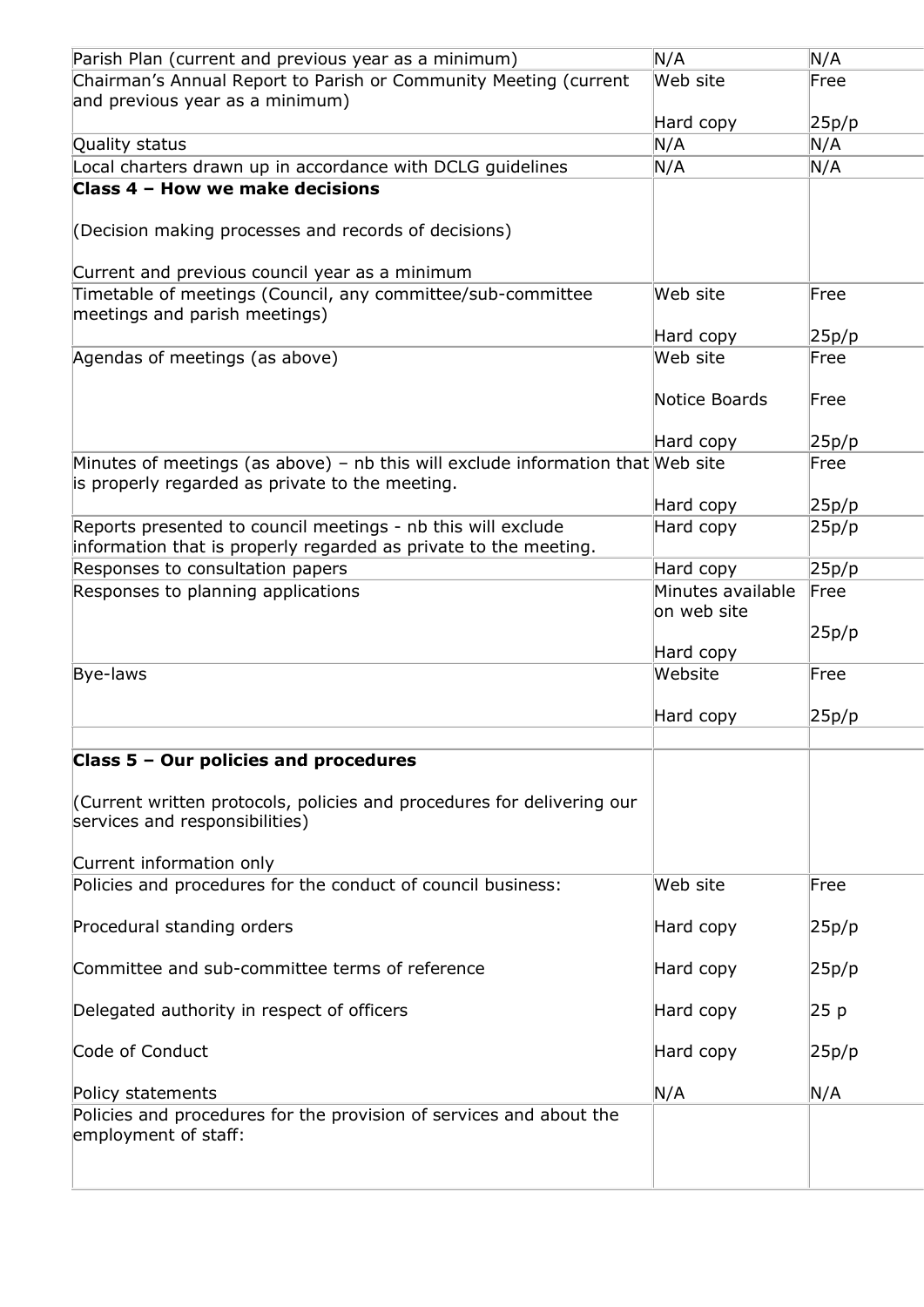| | | |
|---|---|---|
| Parish Plan (current and previous year as a minimum) | N/A | N/A |
| Chairman's Annual Report to Parish or Community Meeting (current and previous year as a minimum) | Web site<br><br>Hard copy | Free<br><br>25p/p |
| Quality status | N/A | N/A |
| Local charters drawn up in accordance with DCLG guidelines | N/A | N/A |
| **Class 4 – How we make decisions**<br><br>(Decision making processes and records of decisions)<br><br>Current and previous council year as a minimum | | |
| Timetable of meetings (Council, any committee/sub-committee meetings and parish meetings) | Web site<br><br>Hard copy | Free<br><br>25p/p |
| Agendas of meetings (as above) | Web site<br><br>Notice Boards<br><br>Hard copy | Free<br><br>Free<br><br>25p/p |
| Minutes of meetings (as above) – nb this will exclude information that is properly regarded as private to the meeting. | Web site<br><br>Hard copy | Free<br><br>25p/p |
| Reports presented to council meetings - nb this will exclude information that is properly regarded as private to the meeting. | Hard copy | 25p/p |
| Responses to consultation papers | Hard copy | 25p/p |
| Responses to planning applications | Minutes available on web site<br><br>Hard copy | Free<br><br>25p/p |
| Bye-laws | Website<br><br>Hard copy | Free<br><br>25p/p |
| | | |
| **Class 5 – Our policies and procedures**<br><br>(Current written protocols, policies and procedures for delivering our services and responsibilities)<br><br>Current information only | | |
| Policies and procedures for the conduct of council business:<br><br>Procedural standing orders<br><br>Committee and sub-committee terms of reference<br><br>Delegated authority in respect of officers<br><br>Code of Conduct<br><br>Policy statements | Web site<br><br>Hard copy<br><br>Hard copy<br><br>Hard copy<br><br>Hard copy<br><br>N/A | Free<br><br>25p/p<br><br>25p/p<br><br>25 p<br><br>25p/p<br><br>N/A |
| Policies and procedures for the provision of services and about the employment of staff: | | |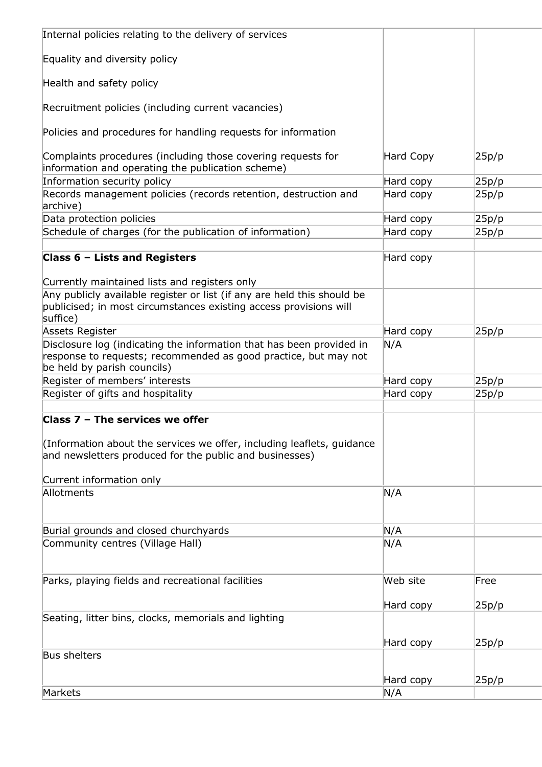| | | |
|---|---|---|
| Internal policies relating to the delivery of services<br><br>Equality and diversity policy<br><br>Health and safety policy<br><br>Recruitment policies (including current vacancies)<br><br>Policies and procedures for handling requests for information<br><br>Complaints procedures (including those covering requests for information and operating the publication scheme) | Hard Copy | 25p/p |
| Information security policy | Hard copy | 25p/p |
| Records management policies (records retention, destruction and archive) | Hard copy | 25p/p |
| Data protection policies | Hard copy | 25p/p |
| Schedule of charges (for the publication of information) | Hard copy | 25p/p |
| | | |
| **Class 6 – Lists and Registers**<br><br>Currently maintained lists and registers only | Hard copy | |
| Any publicly available register or list (if any are held this should be publicised; in most circumstances existing access provisions will suffice) | | |
| Assets Register | Hard copy | 25p/p |
| Disclosure log (indicating the information that has been provided in response to requests; recommended as good practice, but may not be held by parish councils) | N/A | |
| Register of members' interests | Hard copy | 25p/p |
| Register of gifts and hospitality | Hard copy | 25p/p |
| | | |
| **Class 7 – The services we offer**<br><br>(Information about the services we offer, including leaflets, guidance and newsletters produced for the public and businesses)<br><br>Current information only | | |
| Allotments | N/A | |
| Burial grounds and closed churchyards | N/A | |
| Community centres (Village Hall) | N/A | |
| Parks, playing fields and recreational facilities | Web site<br><br>Hard copy | Free<br><br>25p/p |
| Seating, litter bins, clocks, memorials and lighting | Hard copy | 25p/p |
| Bus shelters | Hard copy | 25p/p |
| Markets | N/A | |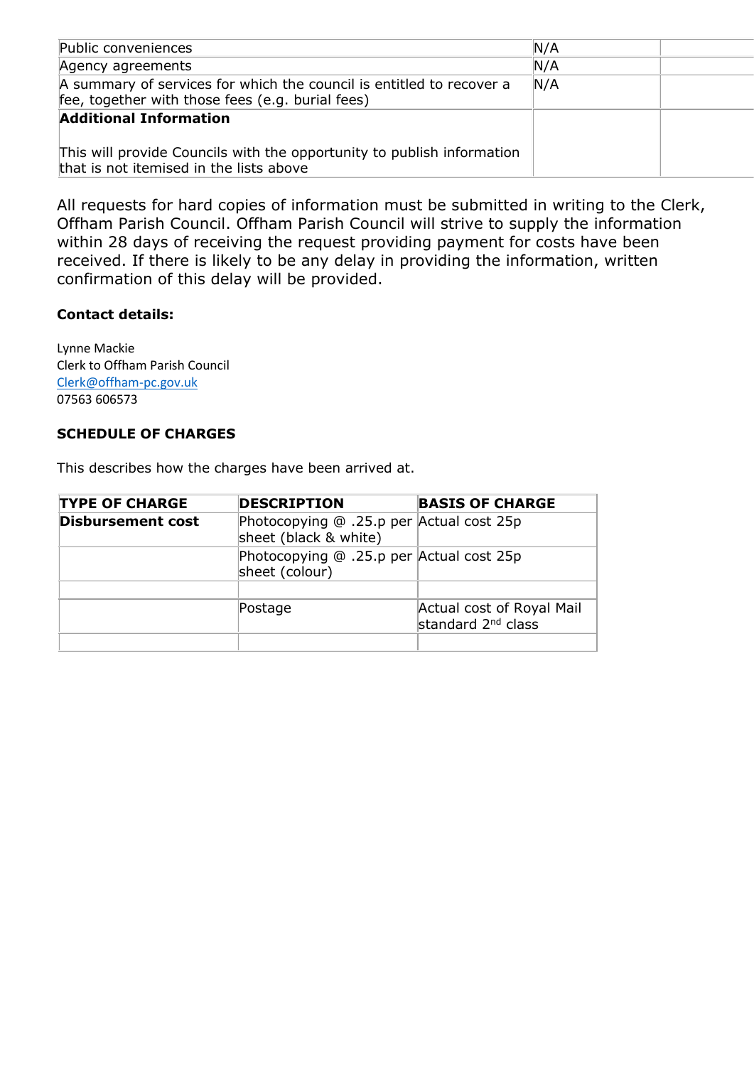| | | |
|---|---|---|
| Public conveniences | N/A | |
| Agency agreements | N/A | |
| A summary of services for which the council is entitled to recover a fee, together with those fees (e.g. burial fees) | N/A | |
| **Additional Information**<br><br>This will provide Councils with the opportunity to publish information that is not itemised in the lists above | | |

All requests for hard copies of information must be submitted in writing to the Clerk, Offham Parish Council. Offham Parish Council will strive to supply the information within 28 days of receiving the request providing payment for costs have been received. If there is likely to be any delay in providing the information, written confirmation of this delay will be provided.

**Contact details:**

Lynne Mackie
Clerk to Offham Parish Council
Clerk@offham-pc.gov.uk
07563 606573

**SCHEDULE OF CHARGES**

This describes how the charges have been arrived at.

| TYPE OF CHARGE | DESCRIPTION | BASIS OF CHARGE |
|---|---|---|
| **Disbursement cost** | Photocopying @ .25.p per sheet (black & white) | Actual cost 25p |
| | Photocopying @ .25.p per sheet (colour) | Actual cost 25p |
| | | |
| | Postage | Actual cost of Royal Mail standard 2nd class |
| | | |